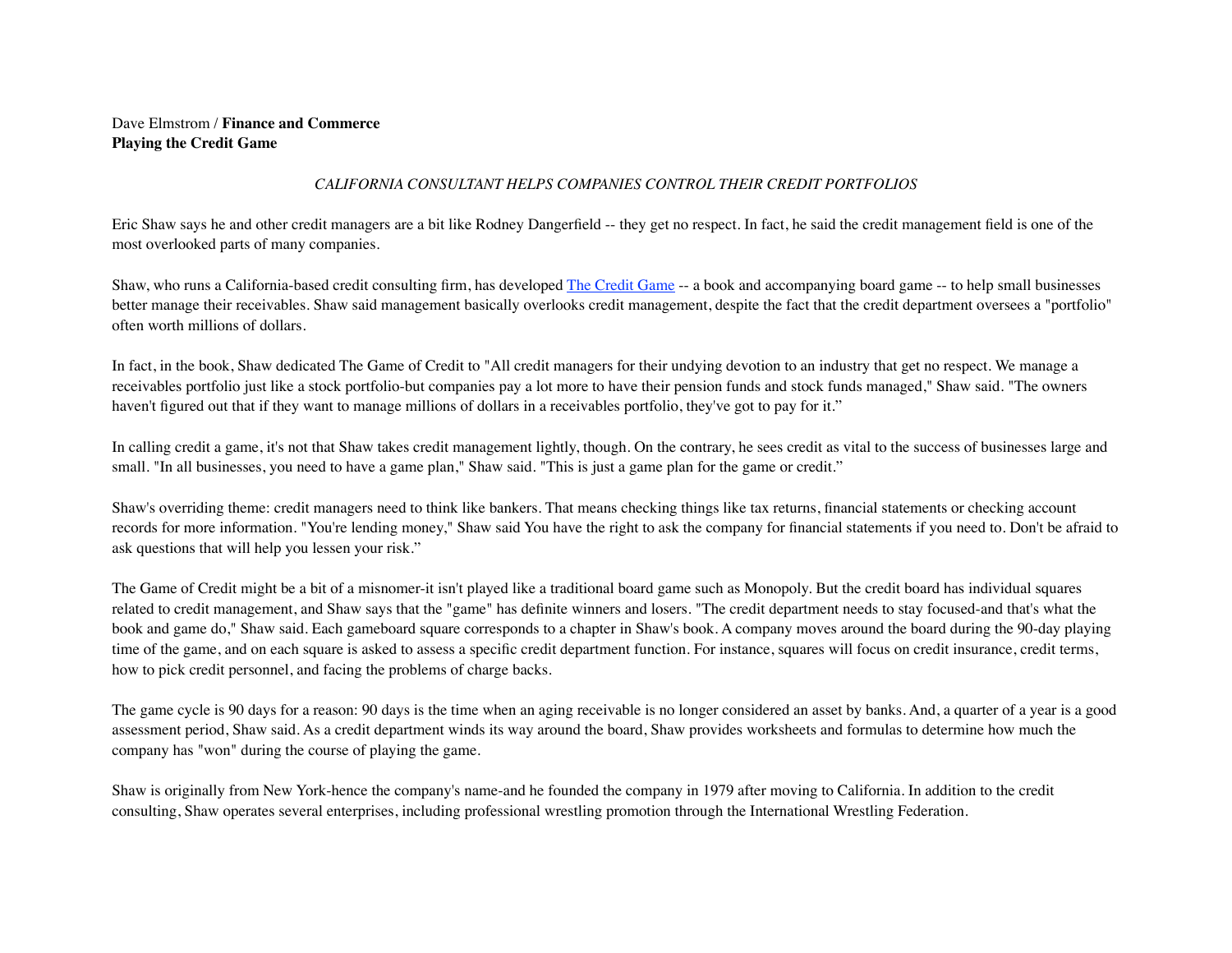Dave Elmstrom / **Finance and Commerce**
**Playing the Credit Game**

*CALIFORNIA CONSULTANT HELPS COMPANIES CONTROL THEIR CREDIT PORTFOLIOS*

Eric Shaw says he and other credit managers are a bit like Rodney Dangerfield -- they get no respect. In fact, he said the credit management field is one of the most overlooked parts of many companies.

Shaw, who runs a California-based credit consulting firm, has developed The Credit Game -- a book and accompanying board game -- to help small businesses better manage their receivables. Shaw said management basically overlooks credit management, despite the fact that the credit department oversees a "portfolio" often worth millions of dollars.

In fact, in the book, Shaw dedicated The Game of Credit to "All credit managers for their undying devotion to an industry that get no respect. We manage a receivables portfolio just like a stock portfolio-but companies pay a lot more to have their pension funds and stock funds managed," Shaw said. "The owners haven't figured out that if they want to manage millions of dollars in a receivables portfolio, they've got to pay for it."

In calling credit a game, it's not that Shaw takes credit management lightly, though. On the contrary, he sees credit as vital to the success of businesses large and small. "In all businesses, you need to have a game plan," Shaw said. "This is just a game plan for the game or credit."

Shaw's overriding theme: credit managers need to think like bankers. That means checking things like tax returns, financial statements or checking account records for more information. "You're lending money," Shaw said You have the right to ask the company for financial statements if you need to. Don't be afraid to ask questions that will help you lessen your risk."

The Game of Credit might be a bit of a misnomer-it isn't played like a traditional board game such as Monopoly. But the credit board has individual squares related to credit management, and Shaw says that the "game" has definite winners and losers. "The credit department needs to stay focused-and that's what the book and game do," Shaw said. Each gameboard square corresponds to a chapter in Shaw's book. A company moves around the board during the 90-day playing time of the game, and on each square is asked to assess a specific credit department function. For instance, squares will focus on credit insurance, credit terms, how to pick credit personnel, and facing the problems of charge backs.

The game cycle is 90 days for a reason: 90 days is the time when an aging receivable is no longer considered an asset by banks. And, a quarter of a year is a good assessment period, Shaw said. As a credit department winds its way around the board, Shaw provides worksheets and formulas to determine how much the company has "won" during the course of playing the game.

Shaw is originally from New York-hence the company's name-and he founded the company in 1979 after moving to California. In addition to the credit consulting, Shaw operates several enterprises, including professional wrestling promotion through the International Wrestling Federation.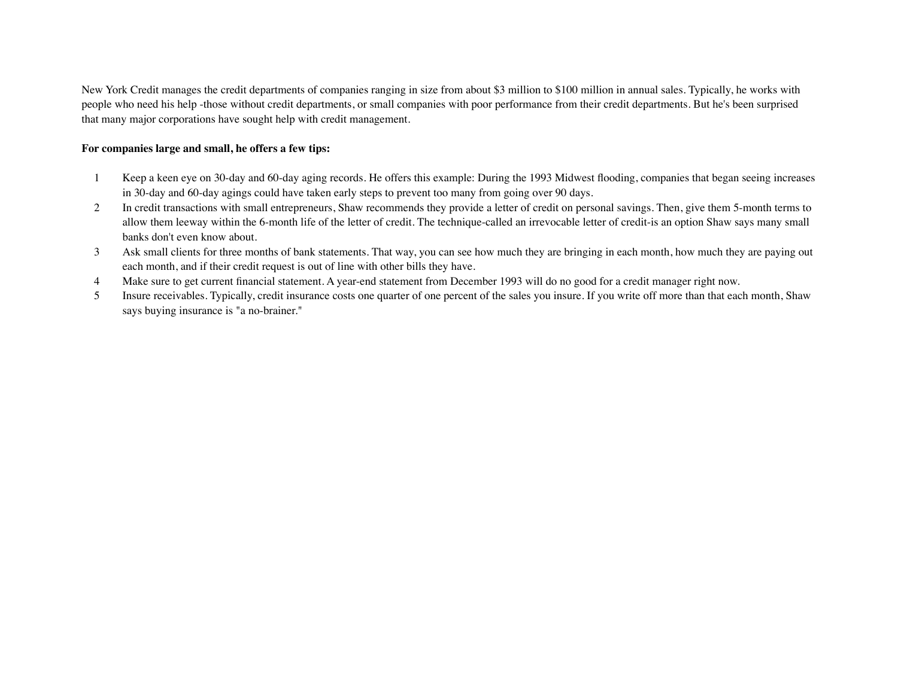New York Credit manages the credit departments of companies ranging in size from about $3 million to $100 million in annual sales. Typically, he works with people who need his help -those without credit departments, or small companies with poor performance from their credit departments. But he's been surprised that many major corporations have sought help with credit management.

**For companies large and small, he offers a few tips:**

1. Keep a keen eye on 30-day and 60-day aging records. He offers this example: During the 1993 Midwest flooding, companies that began seeing increases in 30-day and 60-day agings could have taken early steps to prevent too many from going over 90 days.
2. In credit transactions with small entrepreneurs, Shaw recommends they provide a letter of credit on personal savings. Then, give them 5-month terms to allow them leeway within the 6-month life of the letter of credit. The technique-called an irrevocable letter of credit-is an option Shaw says many small banks don't even know about.
3. Ask small clients for three months of bank statements. That way, you can see how much they are bringing in each month, how much they are paying out each month, and if their credit request is out of line with other bills they have.
4. Make sure to get current financial statement. A year-end statement from December 1993 will do no good for a credit manager right now.
5. Insure receivables. Typically, credit insurance costs one quarter of one percent of the sales you insure. If you write off more than that each month, Shaw says buying insurance is "a no-brainer."